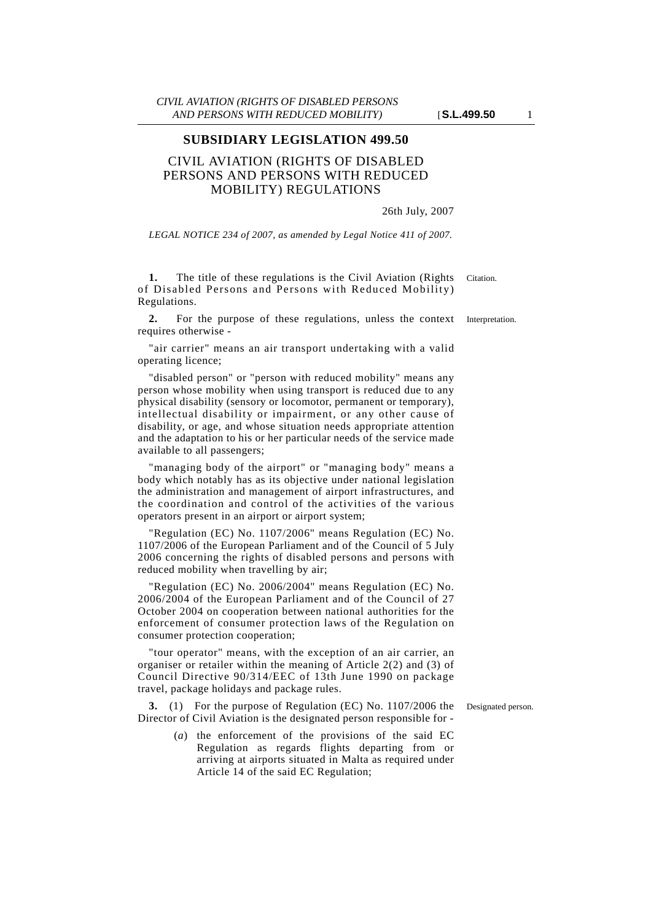# SUBSIDIARY LEGISLATION 499.50

## CIVIL AVIATION (RIGHTS OF DISABLED PERSONS AND PERSONS WITH REDUCED MOBILITY) REGULATIONS

26th July, 2007

*LEGAL NOTICE 234 of 2007, as amended by Legal Notice 411 of 2007.*

Citation.

**1.** The title of these regulations is the Civil Aviation (Rights of Disabled Persons and Persons with Reduced Mobility) Regulations.

Interpretation.

**2.** For the purpose of these regulations, unless the context requires otherwise -

"air carrier" means an air transport undertaking with a valid operating licence;

"disabled person" or "person with reduced mobility" means any person whose mobility when using transport is reduced due to any physical disability (sensory or locomotor, permanent or temporary), intellectual disability or impairment, or any other cause of disability, or age, and whose situation needs appropriate attention and the adaptation to his or her particular needs of the service made available to all passengers;

"managing body of the airport" or "managing body" means a body which notably has as its objective under national legislation the administration and management of airport infrastructures, and the coordination and control of the activities of the various operators present in an airport or airport system;

"Regulation (EC) No. 1107/2006" means Regulation (EC) No. 1107/2006 of the European Parliament and of the Council of 5 July 2006 concerning the rights of disabled persons and persons with reduced mobility when travelling by air;

"Regulation (EC) No. 2006/2004" means Regulation (EC) No. 2006/2004 of the European Parliament and of the Council of 27 October 2004 on cooperation between national authorities for the enforcement of consumer protection laws of the Regulation on consumer protection cooperation;

"tour operator" means, with the exception of an air carrier, an organiser or retailer within the meaning of Article 2(2) and (3) of Council Directive 90/314/EEC of 13th June 1990 on package travel, package holidays and package rules.

Designated person.

**3.** (1) For the purpose of Regulation (EC) No. 1107/2006 the Director of Civil Aviation is the designated person responsible for -

(*a*) the enforcement of the provisions of the said EC Regulation as regards flights departing from or arriving at airports situated in Malta as required under Article 14 of the said EC Regulation;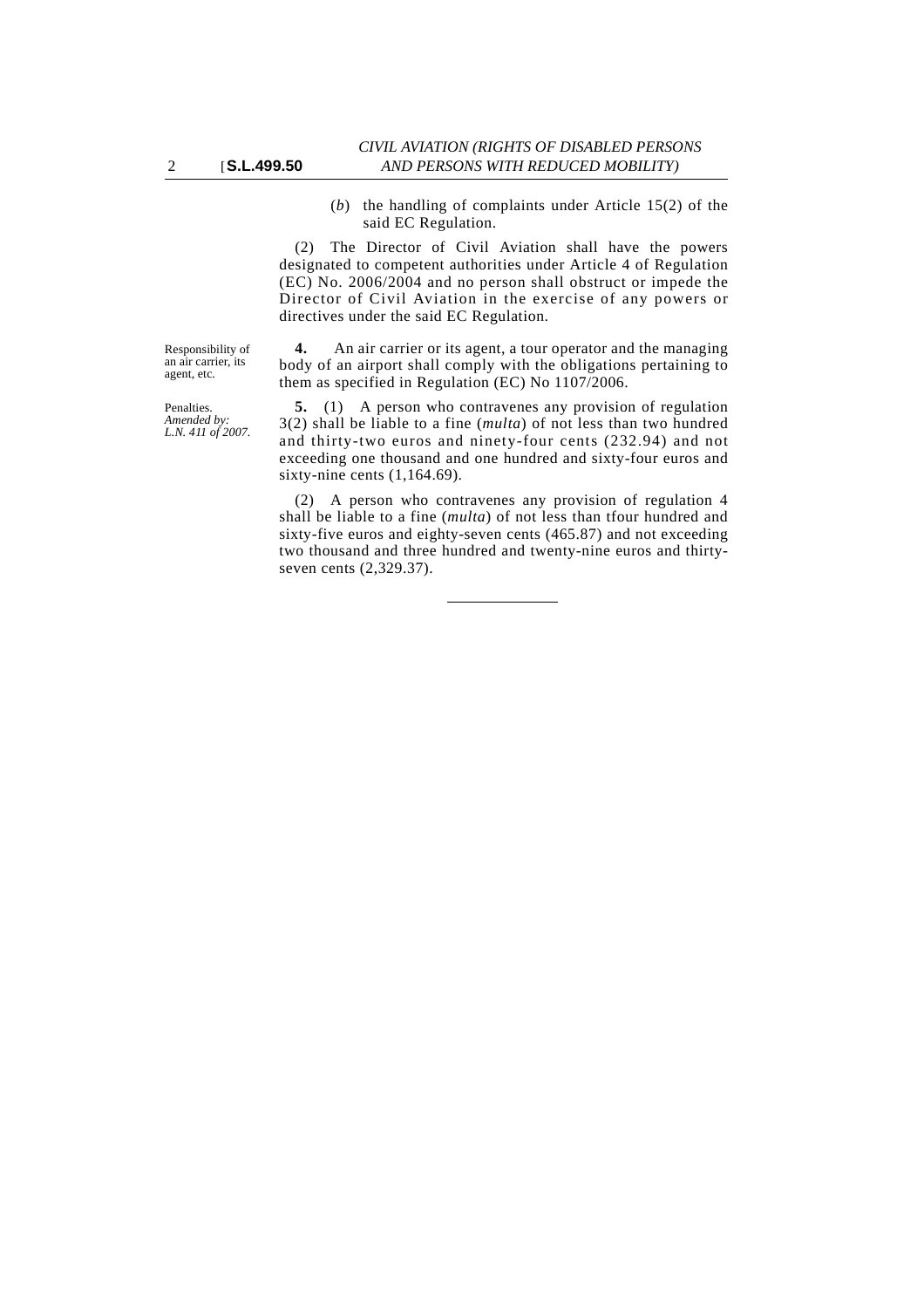(*b*) the handling of complaints under Article 15(2) of the said EC Regulation.

(2) The Director of Civil Aviation shall have the powers designated to competent authorities under Article 4 of Regulation (EC) No. 2006/2004 and no person shall obstruct or impede the Director of Civil Aviation in the exercise of any powers or directives under the said EC Regulation.

Responsibility of an air carrier, its agent, etc.

**4.** An air carrier or its agent, a tour operator and the managing body of an airport shall comply with the obligations pertaining to them as specified in Regulation (EC) No 1107/2006.

Penalties. *Amended by: L.N. 411 of 2007.*

**5.** (1) A person who contravenes any provision of regulation 3(2) shall be liable to a fine (*multa*) of not less than two hundred and thirty-two euros and ninety-four cents (232.94) and not exceeding one thousand and one hundred and sixty-four euros and sixty-nine cents (1,164.69).

(2) A person who contravenes any provision of regulation 4 shall be liable to a fine (*multa*) of not less than tfour hundred and sixty-five euros and eighty-seven cents (465.87) and not exceeding two thousand and three hundred and twenty-nine euros and thirty-seven cents (2,329.37).